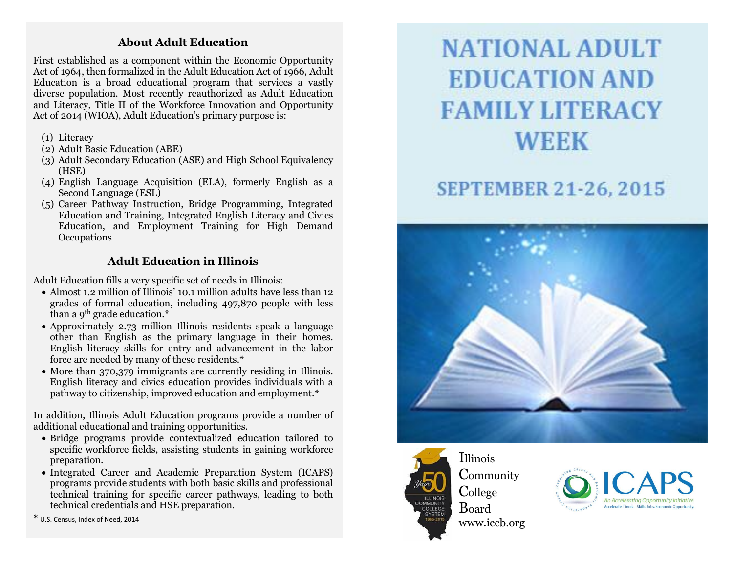## About Adult Education

First established as a component within the Economic Opportunity Act of 1964, then formalized in the Adult Education Act of 1966, Adult Education is a broad educational program that services a vastly diverse population. Most recently reauthorized as Adult Education and Literacy, Title II of the Workforce Innovation and Opportunity Act of 2014 (WIOA), Adult Education's primary purpose is:

(1) Literacy
(2) Adult Basic Education (ABE)
(3) Adult Secondary Education (ASE) and High School Equivalency (HSE)
(4) English Language Acquisition (ELA), formerly English as a Second Language (ESL)
(5) Career Pathway Instruction, Bridge Programming, Integrated Education and Training, Integrated English Literacy and Civics Education, and Employment Training for High Demand Occupations

## Adult Education in Illinois

Adult Education fills a very specific set of needs in Illinois:

- Almost 1.2 million of Illinois' 10.1 million adults have less than 12 grades of formal education, including 497,870 people with less than a 9th grade education.*
- Approximately 2.73 million Illinois residents speak a language other than English as the primary language in their homes. English literacy skills for entry and advancement in the labor force are needed by many of these residents.*
- More than 370,379 immigrants are currently residing in Illinois. English literacy and civics education provides individuals with a pathway to citizenship, improved education and employment.*

In addition, Illinois Adult Education programs provide a number of additional educational and training opportunities.

- Bridge programs provide contextualized education tailored to specific workforce fields, assisting students in gaining workforce preparation.
- Integrated Career and Academic Preparation System (ICAPS) programs provide students with both basic skills and professional technical training for specific career pathways, leading to both technical credentials and HSE preparation.

* U.S. Census, Index of Need, 2014

# NATIONAL ADULT EDUCATION AND FAMILY LITERACY WEEK

## SEPTEMBER 21-26, 2015

50 Years Illinois Community College System 1965-2015

Illinois Community College Board
www.iccb.org

ICAPS
Integrated Career and Academic Preparation System
An Accelerating Opportunity Initiative
Accelerate Illinois – Skills. Jobs. Economic Opportunity.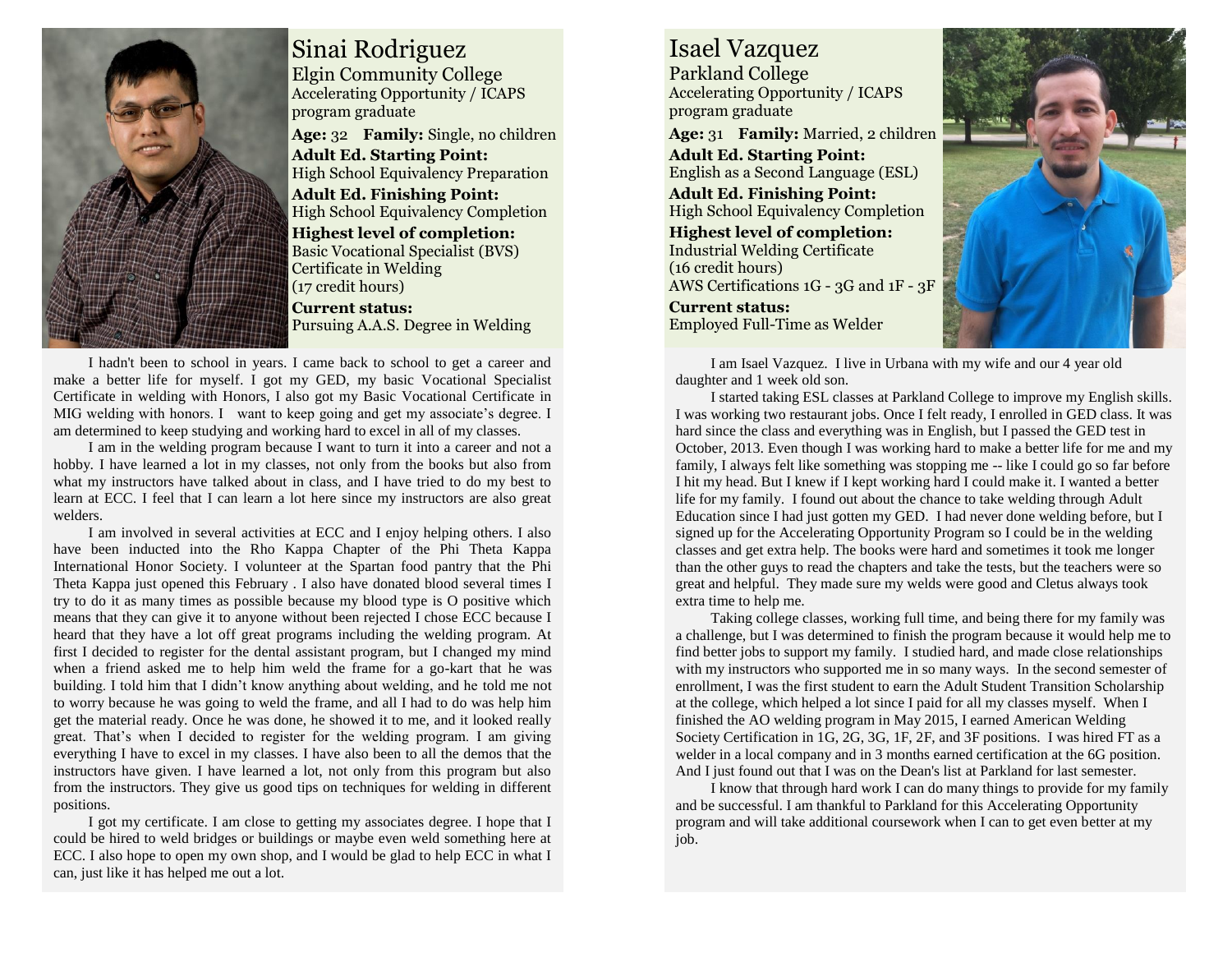## Sinai Rodriguez

Elgin Community College
Accelerating Opportunity / ICAPS program graduate

**Age:** 32 **Family:** Single, no children

**Adult Ed. Starting Point:**
High School Equivalency Preparation

**Adult Ed. Finishing Point:**
High School Equivalency Completion

**Highest level of completion:**
Basic Vocational Specialist (BVS) Certificate in Welding
(17 credit hours)

**Current status:**
Pursuing A.A.S. Degree in Welding

I hadn't been to school in years. I came back to school to get a career and make a better life for myself. I got my GED, my basic Vocational Specialist Certificate in welding with Honors, I also got my Basic Vocational Certificate in MIG welding with honors. I want to keep going and get my associate's degree. I am determined to keep studying and working hard to excel in all of my classes.

I am in the welding program because I want to turn it into a career and not a hobby. I have learned a lot in my classes, not only from the books but also from what my instructors have talked about in class, and I have tried to do my best to learn at ECC. I feel that I can learn a lot here since my instructors are also great welders.

I am involved in several activities at ECC and I enjoy helping others. I also have been inducted into the Rho Kappa Chapter of the Phi Theta Kappa International Honor Society. I volunteer at the Spartan food pantry that the Phi Theta Kappa just opened this February . I also have donated blood several times I try to do it as many times as possible because my blood type is O positive which means that they can give it to anyone without been rejected I chose ECC because I heard that they have a lot off great programs including the welding program. At first I decided to register for the dental assistant program, but I changed my mind when a friend asked me to help him weld the frame for a go-kart that he was building. I told him that I didn't know anything about welding, and he told me not to worry because he was going to weld the frame, and all I had to do was help him get the material ready. Once he was done, he showed it to me, and it looked really great. That's when I decided to register for the welding program. I am giving everything I have to excel in my classes. I have also been to all the demos that the instructors have given. I have learned a lot, not only from this program but also from the instructors. They give us good tips on techniques for welding in different positions.

I got my certificate. I am close to getting my associates degree. I hope that I could be hired to weld bridges or buildings or maybe even weld something here at ECC. I also hope to open my own shop, and I would be glad to help ECC in what I can, just like it has helped me out a lot.

## Isael Vazquez

Parkland College
Accelerating Opportunity / ICAPS program graduate

**Age:** 31 **Family:** Married, 2 children

**Adult Ed. Starting Point:**
English as a Second Language (ESL)

**Adult Ed. Finishing Point:**
High School Equivalency Completion

**Highest level of completion:**
Industrial Welding Certificate
(16 credit hours)
AWS Certifications 1G - 3G and 1F - 3F

**Current status:**
Employed Full-Time as Welder

I am Isael Vazquez. I live in Urbana with my wife and our 4 year old daughter and 1 week old son.

I started taking ESL classes at Parkland College to improve my English skills. I was working two restaurant jobs. Once I felt ready, I enrolled in GED class. It was hard since the class and everything was in English, but I passed the GED test in October, 2013. Even though I was working hard to make a better life for me and my family, I always felt like something was stopping me -- like I could go so far before I hit my head. But I knew if I kept working hard I could make it. I wanted a better life for my family. I found out about the chance to take welding through Adult Education since I had just gotten my GED. I had never done welding before, but I signed up for the Accelerating Opportunity Program so I could be in the welding classes and get extra help. The books were hard and sometimes it took me longer than the other guys to read the chapters and take the tests, but the teachers were so great and helpful. They made sure my welds were good and Cletus always took extra time to help me.

Taking college classes, working full time, and being there for my family was a challenge, but I was determined to finish the program because it would help me to find better jobs to support my family. I studied hard, and made close relationships with my instructors who supported me in so many ways. In the second semester of enrollment, I was the first student to earn the Adult Student Transition Scholarship at the college, which helped a lot since I paid for all my classes myself. When I finished the AO welding program in May 2015, I earned American Welding Society Certification in 1G, 2G, 3G, 1F, 2F, and 3F positions. I was hired FT as a welder in a local company and in 3 months earned certification at the 6G position. And I just found out that I was on the Dean's list at Parkland for last semester.

I know that through hard work I can do many things to provide for my family and be successful. I am thankful to Parkland for this Accelerating Opportunity program and will take additional coursework when I can to get even better at my job.